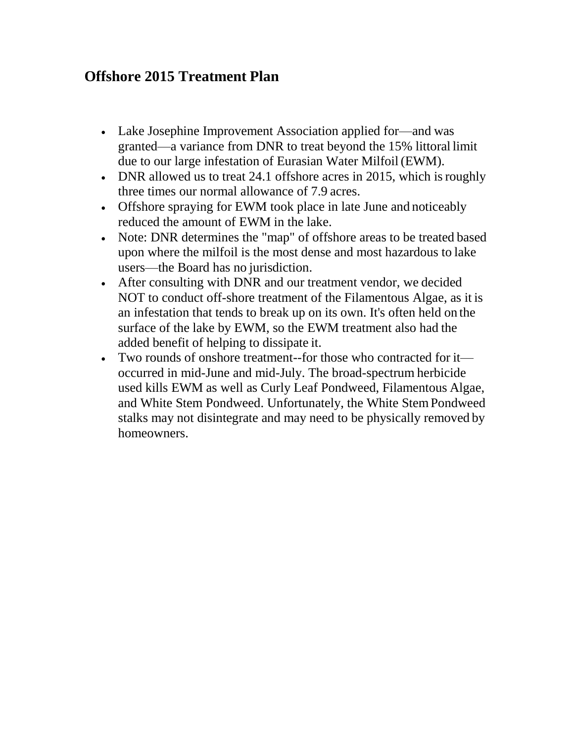## Offshore 2015 Treatment Plan

- Lake Josephine Improvement Association applied for—and was granted—a variance from DNR to treat beyond the 15% littoral limit due to our large infestation of Eurasian Water Milfoil (EWM).
- DNR allowed us to treat 24.1 offshore acres in 2015, which is roughly three times our normal allowance of 7.9 acres.
- Offshore spraying for EWM took place in late June and noticeably reduced the amount of EWM in the lake.
- Note: DNR determines the "map" of offshore areas to be treated based upon where the milfoil is the most dense and most hazardous to lake users—the Board has no jurisdiction.
- After consulting with DNR and our treatment vendor, we decided NOT to conduct off-shore treatment of the Filamentous Algae, as it is an infestation that tends to break up on its own. It's often held on the surface of the lake by EWM, so the EWM treatment also had the added benefit of helping to dissipate it.
- Two rounds of onshore treatment--for those who contracted for it—occurred in mid-June and mid-July. The broad-spectrum herbicide used kills EWM as well as Curly Leaf Pondweed, Filamentous Algae, and White Stem Pondweed. Unfortunately, the White Stem Pondweed stalks may not disintegrate and may need to be physically removed by homeowners.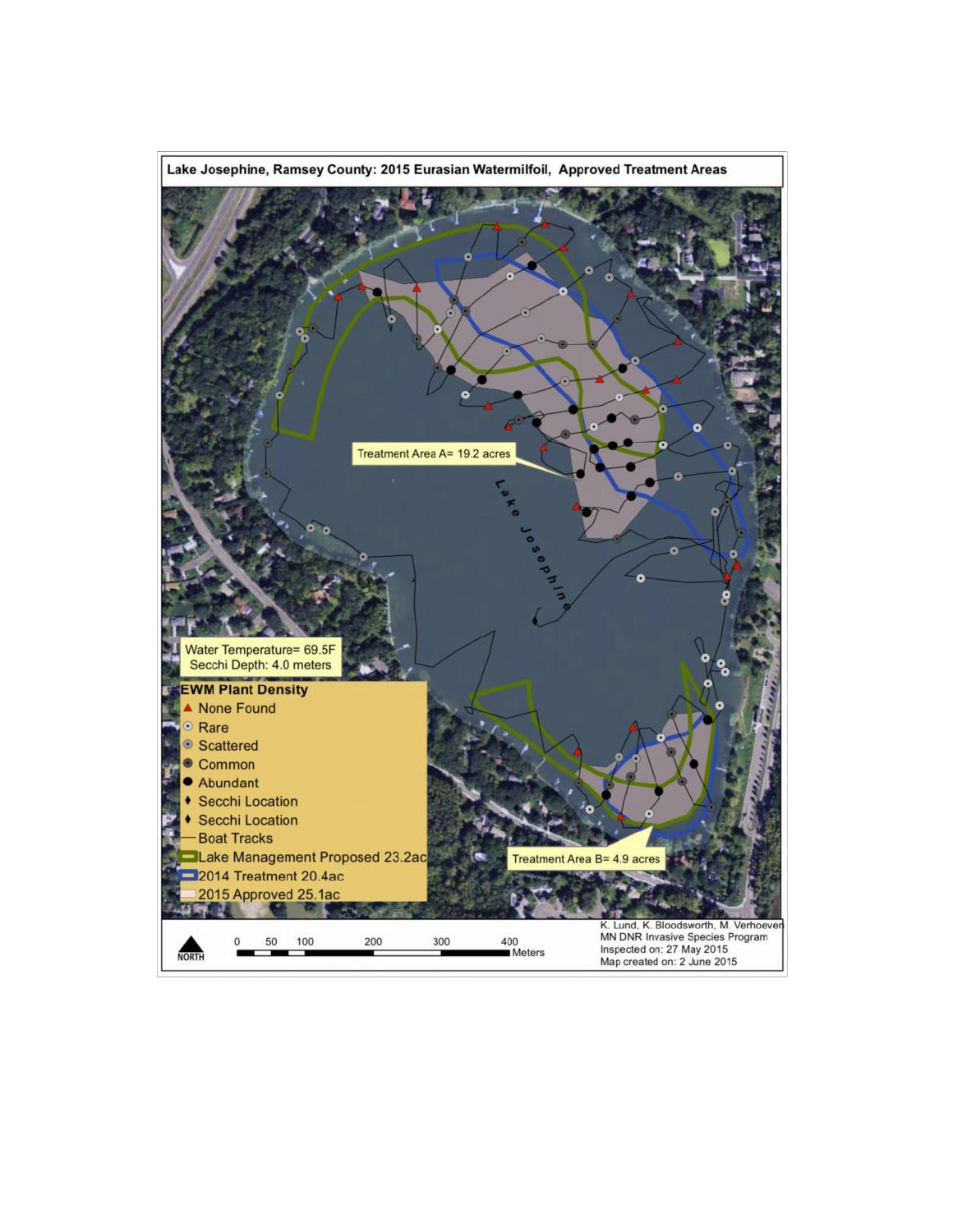## Lake Josephine, Ramsey County: 2015 Eurasian Watermilfoil, Approved Treatment Areas

Treatment Area A= 19.2 acres

Lake Josephine

Water Temperature= 69.5F
Secchi Depth: 4.0 meters

**EWM Plant Density**

- None Found
- Rare
- Scattered
- Common
- Abundant
- Secchi Location
- Secchi Location
- Boat Tracks
- Lake Management Proposed 23.2ac
- 2014 Treatment 20.4ac
- 2015 Approved 25.1ac

Treatment Area B= 4.9 acres

NORTH

0 50 100 200 300 400 Meters

K. Lund, K. Bloodsworth, M. Verhoeven
MN DNR Invasive Species Program
Inspected on: 27 May 2015
Map created on: 2 June 2015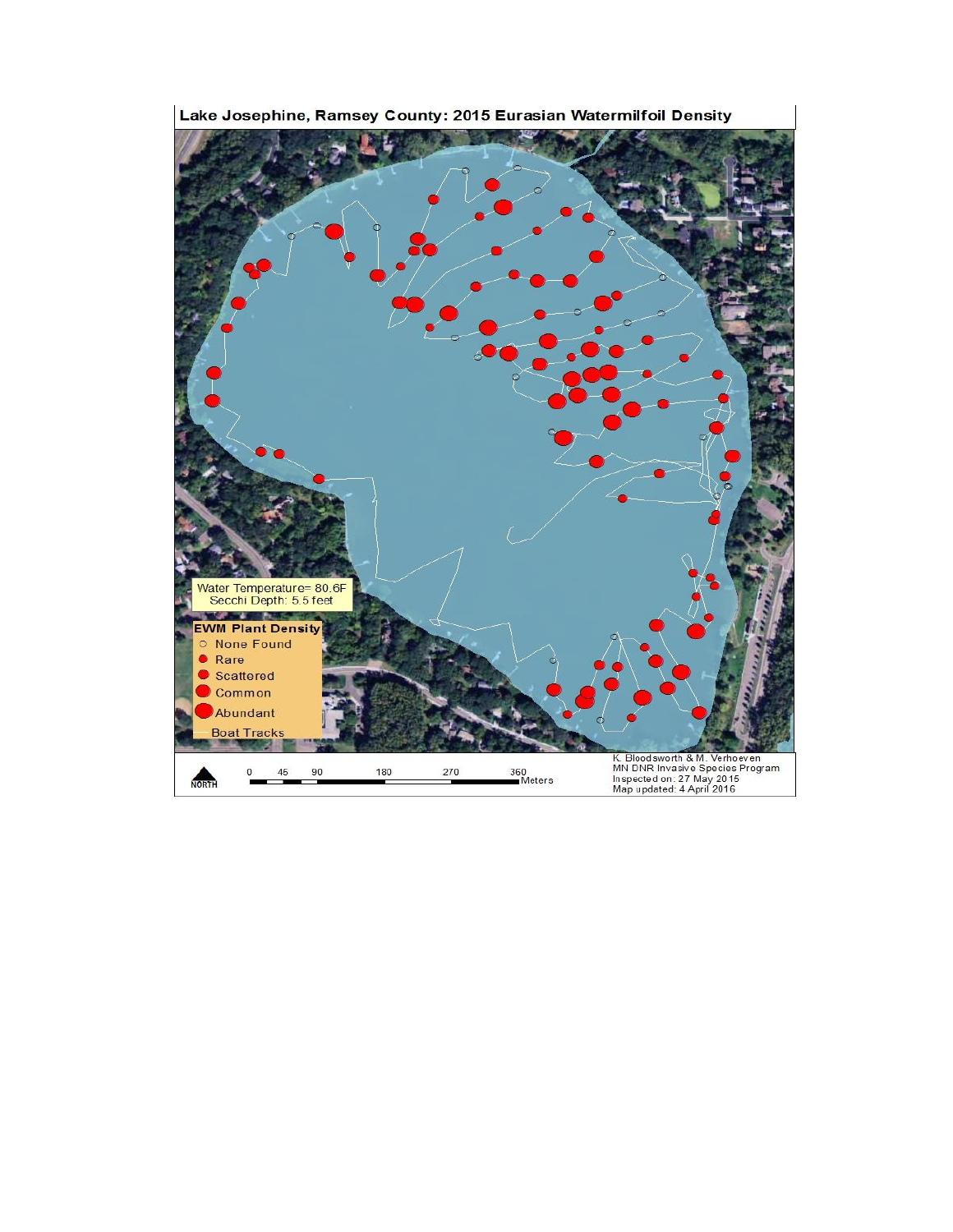Lake Josephine, Ramsey County: 2015 Eurasian Watermilfoil Density

Water Temperature= 80.6F
Secchi Depth: 5.5 feet

**EWM Plant Density**

- None Found
- Rare
- Scattered
- Common
- Abundant
- Boat Tracks

NORTH

0 45 90 180 270 360 Meters

K. Bloodsworth & M. Verhoeven
MN DNR Invasive Species Program
Inspected on: 27 May 2015
Map updated: 4 April 2016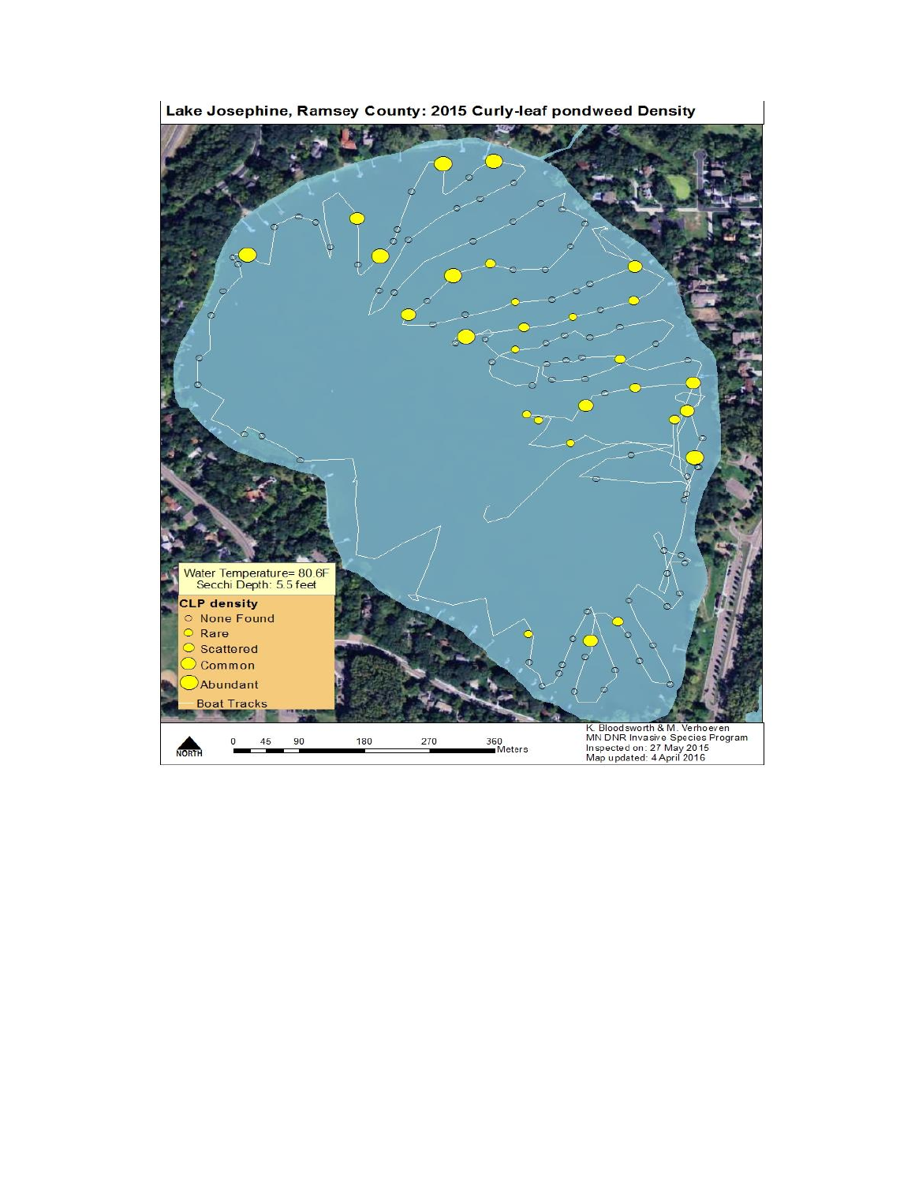## Lake Josephine, Ramsey County: 2015 Curly-leaf pondweed Density

Water Temperature= 80.6F
Secchi Depth: 5.5 feet

**CLP density**
None Found
Rare
Scattered
Common
Abundant
Boat Tracks

NORTH

0 45 90 180 270 360
Meters

K. Bloodsworth & M. Verhoeven
MN DNR Invasive Species Program
Inspected on: 27 May 2015
Map updated: 4 April 2016